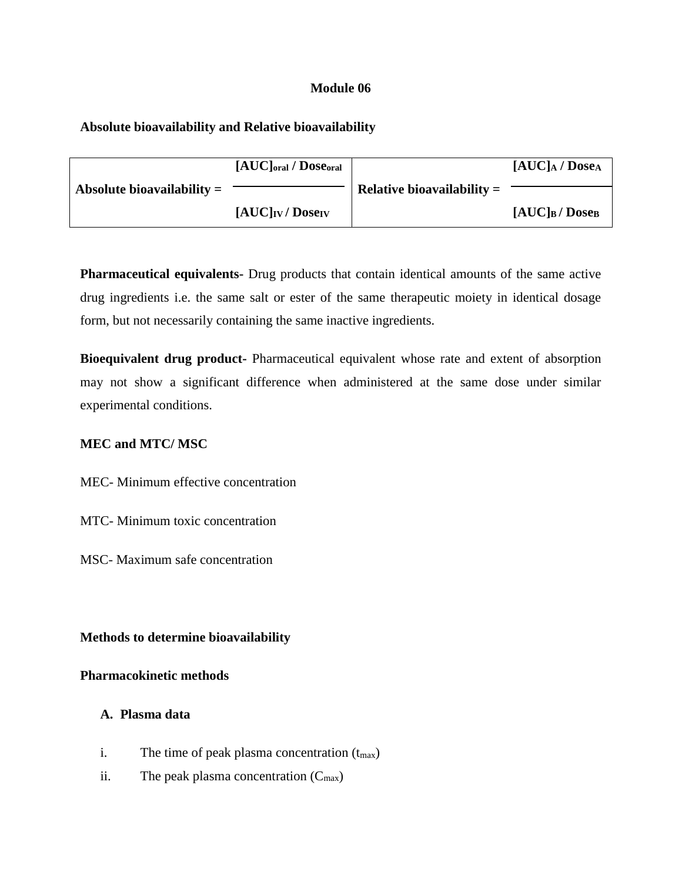**Module 06**

**Absolute bioavailability and Relative bioavailability**

| | |
|---|---|
| **Absolute bioavailability =** $\dfrac{[AUC]_{oral} / Dose_{oral}}{[AUC]_{IV} / Dose_{IV}}$ | **Relative bioavailability =** $\dfrac{[AUC]_{A} / Dose_{A}}{[AUC]_{B} / Dose_{B}}$ |

**Pharmaceutical equivalents-** Drug products that contain identical amounts of the same active drug ingredients i.e. the same salt or ester of the same therapeutic moiety in identical dosage form, but not necessarily containing the same inactive ingredients.

**Bioequivalent drug product-** Pharmaceutical equivalent whose rate and extent of absorption may not show a significant difference when administered at the same dose under similar experimental conditions.

**MEC and MTC/ MSC**

MEC- Minimum effective concentration

MTC- Minimum toxic concentration

MSC- Maximum safe concentration

**Methods to determine bioavailability**

**Pharmacokinetic methods**

**A. Plasma data**

i. The time of peak plasma concentration ($t_{max}$)

ii. The peak plasma concentration ($C_{max}$)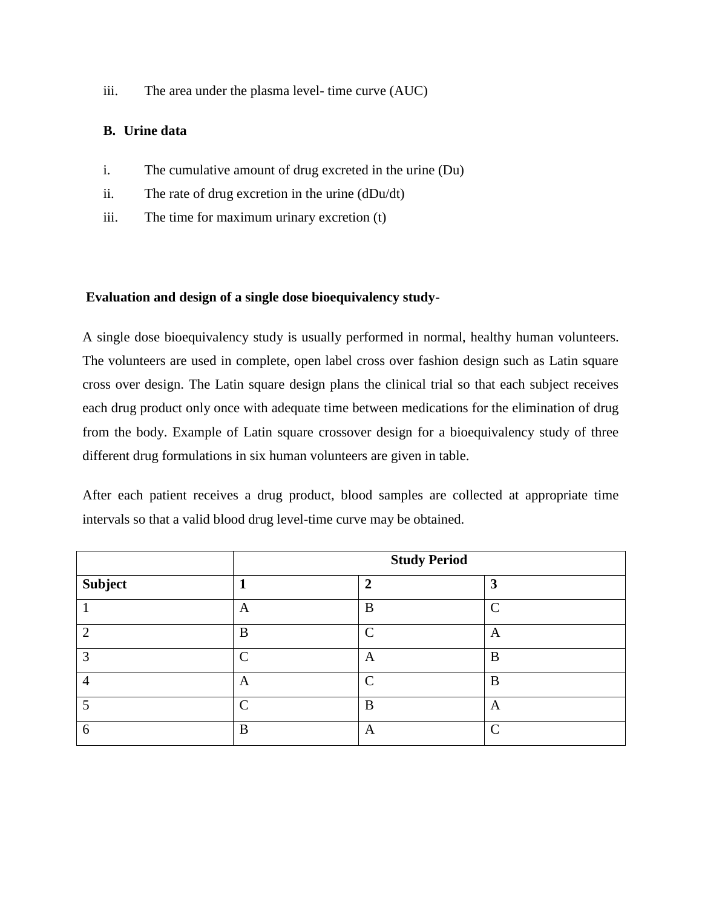iii. The area under the plasma level- time curve (AUC)

**B. Urine data**

i. The cumulative amount of drug excreted in the urine (Du)
ii. The rate of drug excretion in the urine (dDu/dt)
iii. The time for maximum urinary excretion (t)

**Evaluation and design of a single dose bioequivalency study-**

A single dose bioequivalency study is usually performed in normal, healthy human volunteers. The volunteers are used in complete, open label cross over fashion design such as Latin square cross over design. The Latin square design plans the clinical trial so that each subject receives each drug product only once with adequate time between medications for the elimination of drug from the body. Example of Latin square crossover design for a bioequivalency study of three different drug formulations in six human volunteers are given in table.

After each patient receives a drug product, blood samples are collected at appropriate time intervals so that a valid blood drug level-time curve may be obtained.

| | **Study Period** | | |
|---|---|---|---|
| **Subject** | **1** | **2** | **3** |
| 1 | A | B | C |
| 2 | B | C | A |
| 3 | C | A | B |
| 4 | A | C | B |
| 5 | C | B | A |
| 6 | B | A | C |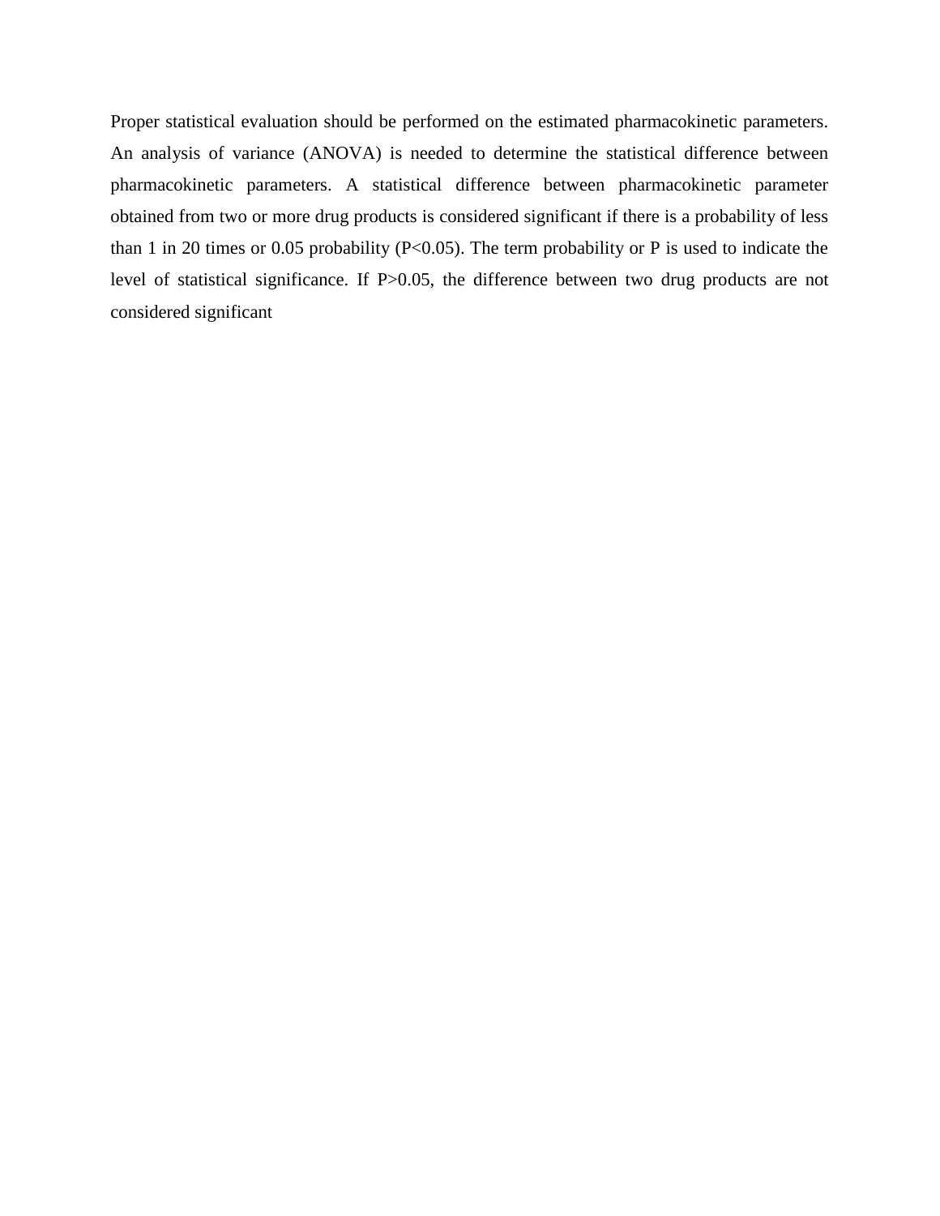Proper statistical evaluation should be performed on the estimated pharmacokinetic parameters. An analysis of variance (ANOVA) is needed to determine the statistical difference between pharmacokinetic parameters. A statistical difference between pharmacokinetic parameter obtained from two or more drug products is considered significant if there is a probability of less than 1 in 20 times or 0.05 probability ($P<0.05$). The term probability or P is used to indicate the level of statistical significance. If $P>0.05$, the difference between two drug products are not considered significant